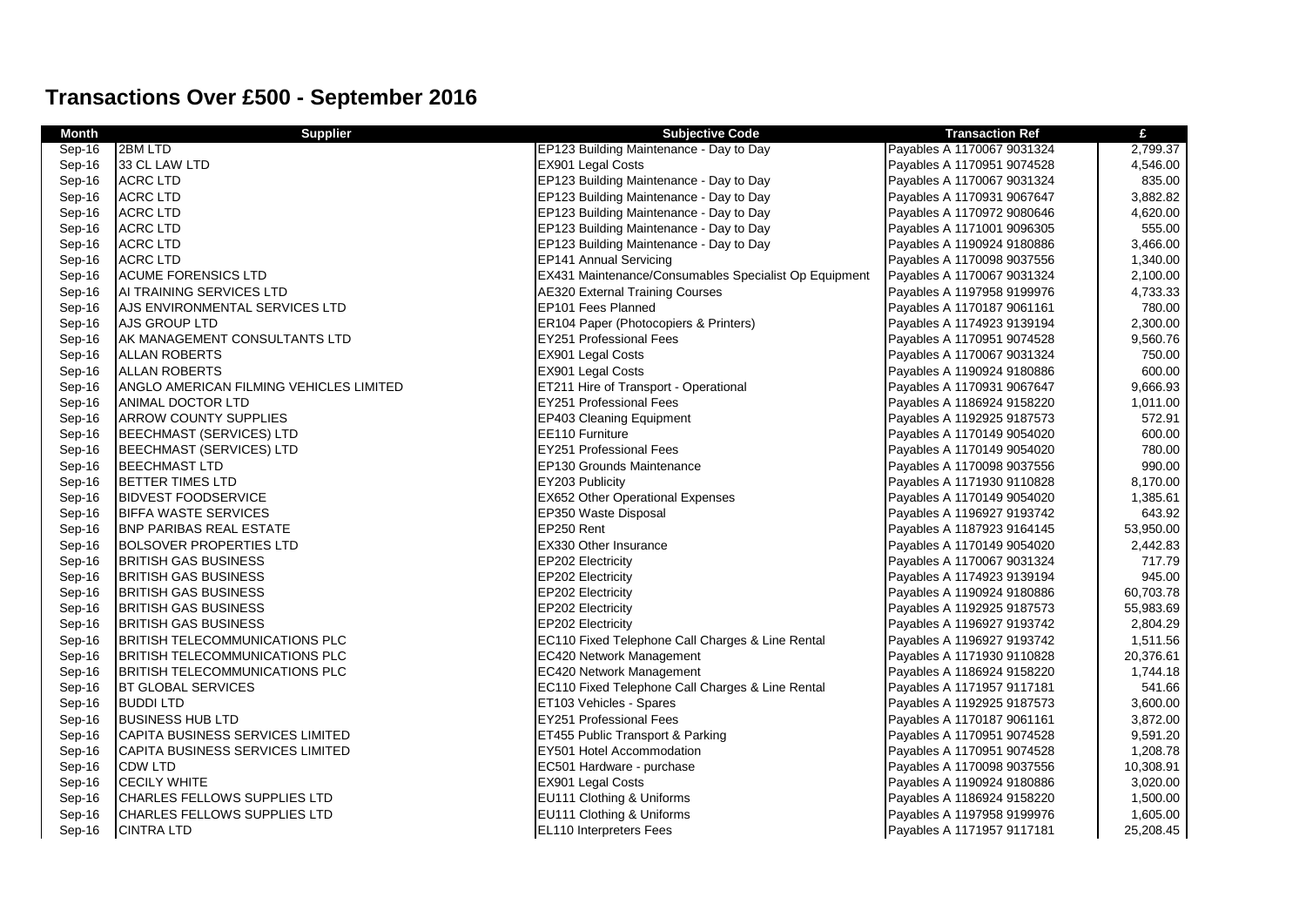# Transactions Over £500 - September 2016

| Month | Supplier | Subjective Code | Transaction Ref | £ |
|---|---|---|---|---|
| Sep-16 | 2BM LTD | EP123 Building Maintenance - Day to Day | Payables A 1170067 9031324 | 2,799.37 |
| Sep-16 | 33 CL LAW LTD | EX901 Legal Costs | Payables A 1170951 9074528 | 4,546.00 |
| Sep-16 | ACRC LTD | EP123 Building Maintenance - Day to Day | Payables A 1170067 9031324 | 835.00 |
| Sep-16 | ACRC LTD | EP123 Building Maintenance - Day to Day | Payables A 1170931 9067647 | 3,882.82 |
| Sep-16 | ACRC LTD | EP123 Building Maintenance - Day to Day | Payables A 1170972 9080646 | 4,620.00 |
| Sep-16 | ACRC LTD | EP123 Building Maintenance - Day to Day | Payables A 1171001 9096305 | 555.00 |
| Sep-16 | ACRC LTD | EP123 Building Maintenance - Day to Day | Payables A 1190924 9180886 | 3,466.00 |
| Sep-16 | ACRC LTD | EP141 Annual Servicing | Payables A 1170098 9037556 | 1,340.00 |
| Sep-16 | ACUME FORENSICS LTD | EX431 Maintenance/Consumables Specialist Op Equipment | Payables A 1170067 9031324 | 2,100.00 |
| Sep-16 | AI TRAINING SERVICES LTD | AE320 External Training Courses | Payables A 1197958 9199976 | 4,733.33 |
| Sep-16 | AJS ENVIRONMENTAL SERVICES LTD | EP101 Fees Planned | Payables A 1170187 9061161 | 780.00 |
| Sep-16 | AJS GROUP LTD | ER104 Paper (Photocopiers & Printers) | Payables A 1174923 9139194 | 2,300.00 |
| Sep-16 | AK MANAGEMENT CONSULTANTS LTD | EY251 Professional Fees | Payables A 1170951 9074528 | 9,560.76 |
| Sep-16 | ALLAN ROBERTS | EX901 Legal Costs | Payables A 1170067 9031324 | 750.00 |
| Sep-16 | ALLAN ROBERTS | EX901 Legal Costs | Payables A 1190924 9180886 | 600.00 |
| Sep-16 | ANGLO AMERICAN FILMING VEHICLES LIMITED | ET211 Hire of Transport - Operational | Payables A 1170931 9067647 | 9,666.93 |
| Sep-16 | ANIMAL DOCTOR LTD | EY251 Professional Fees | Payables A 1186924 9158220 | 1,011.00 |
| Sep-16 | ARROW COUNTY SUPPLIES | EP403 Cleaning Equipment | Payables A 1192925 9187573 | 572.91 |
| Sep-16 | BEECHMAST (SERVICES) LTD | EE110 Furniture | Payables A 1170149 9054020 | 600.00 |
| Sep-16 | BEECHMAST (SERVICES) LTD | EY251 Professional Fees | Payables A 1170149 9054020 | 780.00 |
| Sep-16 | BEECHMAST LTD | EP130 Grounds Maintenance | Payables A 1170098 9037556 | 990.00 |
| Sep-16 | BETTER TIMES LTD | EY203 Publicity | Payables A 1171930 9110828 | 8,170.00 |
| Sep-16 | BIDVEST FOODSERVICE | EX652 Other Operational Expenses | Payables A 1170149 9054020 | 1,385.61 |
| Sep-16 | BIFFA WASTE SERVICES | EP350 Waste Disposal | Payables A 1196927 9193742 | 643.92 |
| Sep-16 | BNP PARIBAS REAL ESTATE | EP250 Rent | Payables A 1187923 9164145 | 53,950.00 |
| Sep-16 | BOLSOVER PROPERTIES LTD | EX330 Other Insurance | Payables A 1170149 9054020 | 2,442.83 |
| Sep-16 | BRITISH GAS BUSINESS | EP202 Electricity | Payables A 1170067 9031324 | 717.79 |
| Sep-16 | BRITISH GAS BUSINESS | EP202 Electricity | Payables A 1174923 9139194 | 945.00 |
| Sep-16 | BRITISH GAS BUSINESS | EP202 Electricity | Payables A 1190924 9180886 | 60,703.78 |
| Sep-16 | BRITISH GAS BUSINESS | EP202 Electricity | Payables A 1192925 9187573 | 55,983.69 |
| Sep-16 | BRITISH GAS BUSINESS | EP202 Electricity | Payables A 1196927 9193742 | 2,804.29 |
| Sep-16 | BRITISH TELECOMMUNICATIONS PLC | EC110 Fixed Telephone Call Charges & Line Rental | Payables A 1196927 9193742 | 1,511.56 |
| Sep-16 | BRITISH TELECOMMUNICATIONS PLC | EC420 Network Management | Payables A 1171930 9110828 | 20,376.61 |
| Sep-16 | BRITISH TELECOMMUNICATIONS PLC | EC420 Network Management | Payables A 1186924 9158220 | 1,744.18 |
| Sep-16 | BT GLOBAL SERVICES | EC110 Fixed Telephone Call Charges & Line Rental | Payables A 1171957 9117181 | 541.66 |
| Sep-16 | BUDDI LTD | ET103 Vehicles - Spares | Payables A 1192925 9187573 | 3,600.00 |
| Sep-16 | BUSINESS HUB LTD | EY251 Professional Fees | Payables A 1170187 9061161 | 3,872.00 |
| Sep-16 | CAPITA BUSINESS SERVICES LIMITED | ET455 Public Transport & Parking | Payables A 1170951 9074528 | 9,591.20 |
| Sep-16 | CAPITA BUSINESS SERVICES LIMITED | EY501 Hotel Accommodation | Payables A 1170951 9074528 | 1,208.78 |
| Sep-16 | CDW LTD | EC501 Hardware - purchase | Payables A 1170098 9037556 | 10,308.91 |
| Sep-16 | CECILY WHITE | EX901 Legal Costs | Payables A 1190924 9180886 | 3,020.00 |
| Sep-16 | CHARLES FELLOWS SUPPLIES LTD | EU111 Clothing & Uniforms | Payables A 1186924 9158220 | 1,500.00 |
| Sep-16 | CHARLES FELLOWS SUPPLIES LTD | EU111 Clothing & Uniforms | Payables A 1197958 9199976 | 1,605.00 |
| Sep-16 | CINTRA LTD | EL110 Interpreters Fees | Payables A 1171957 9117181 | 25,208.45 |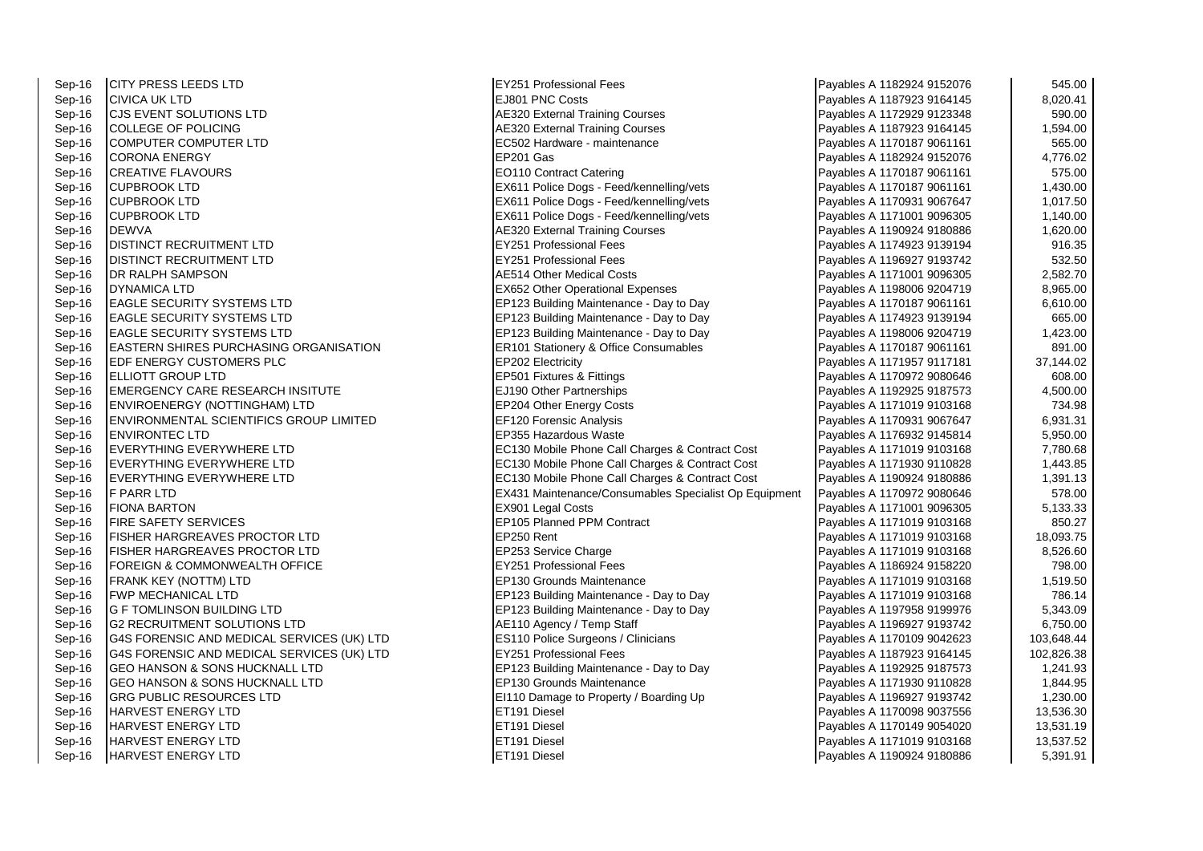| | | | | |
|---|---|---|---|---|
| Sep-16 | CITY PRESS LEEDS LTD | EY251 Professional Fees | Payables A 1182924 9152076 | 545.00 |
| Sep-16 | CIVICA UK LTD | EJ801 PNC Costs | Payables A 1187923 9164145 | 8,020.41 |
| Sep-16 | CJS EVENT SOLUTIONS LTD | AE320 External Training Courses | Payables A 1172929 9123348 | 590.00 |
| Sep-16 | COLLEGE OF POLICING | AE320 External Training Courses | Payables A 1187923 9164145 | 1,594.00 |
| Sep-16 | COMPUTER COMPUTER LTD | EC502 Hardware - maintenance | Payables A 1170187 9061161 | 565.00 |
| Sep-16 | CORONA ENERGY | EP201 Gas | Payables A 1182924 9152076 | 4,776.02 |
| Sep-16 | CREATIVE FLAVOURS | EO110 Contract Catering | Payables A 1170187 9061161 | 575.00 |
| Sep-16 | CUPBROOK LTD | EX611 Police Dogs - Feed/kennelling/vets | Payables A 1170187 9061161 | 1,430.00 |
| Sep-16 | CUPBROOK LTD | EX611 Police Dogs - Feed/kennelling/vets | Payables A 1170931 9067647 | 1,017.50 |
| Sep-16 | CUPBROOK LTD | EX611 Police Dogs - Feed/kennelling/vets | Payables A 1171001 9096305 | 1,140.00 |
| Sep-16 | DEWVA | AE320 External Training Courses | Payables A 1190924 9180886 | 1,620.00 |
| Sep-16 | DISTINCT RECRUITMENT LTD | EY251 Professional Fees | Payables A 1174923 9139194 | 916.35 |
| Sep-16 | DISTINCT RECRUITMENT LTD | EY251 Professional Fees | Payables A 1196927 9193742 | 532.50 |
| Sep-16 | DR RALPH SAMPSON | AE514 Other Medical Costs | Payables A 1171001 9096305 | 2,582.70 |
| Sep-16 | DYNAMICA LTD | EX652 Other Operational Expenses | Payables A 1198006 9204719 | 8,965.00 |
| Sep-16 | EAGLE SECURITY SYSTEMS LTD | EP123 Building Maintenance - Day to Day | Payables A 1170187 9061161 | 6,610.00 |
| Sep-16 | EAGLE SECURITY SYSTEMS LTD | EP123 Building Maintenance - Day to Day | Payables A 1174923 9139194 | 665.00 |
| Sep-16 | EAGLE SECURITY SYSTEMS LTD | EP123 Building Maintenance - Day to Day | Payables A 1198006 9204719 | 1,423.00 |
| Sep-16 | EASTERN SHIRES PURCHASING ORGANISATION | ER101 Stationery & Office Consumables | Payables A 1170187 9061161 | 891.00 |
| Sep-16 | EDF ENERGY CUSTOMERS PLC | EP202 Electricity | Payables A 1171957 9117181 | 37,144.02 |
| Sep-16 | ELLIOTT GROUP LTD | EP501 Fixtures & Fittings | Payables A 1170972 9080646 | 608.00 |
| Sep-16 | EMERGENCY CARE RESEARCH INSITUTE | EJ190 Other Partnerships | Payables A 1192925 9187573 | 4,500.00 |
| Sep-16 | ENVIROENERGY (NOTTINGHAM) LTD | EP204 Other Energy Costs | Payables A 1171019 9103168 | 734.98 |
| Sep-16 | ENVIRONMENTAL SCIENTIFICS GROUP LIMITED | EF120 Forensic Analysis | Payables A 1170931 9067647 | 6,931.31 |
| Sep-16 | ENVIRONTEC LTD | EP355 Hazardous Waste | Payables A 1176932 9145814 | 5,950.00 |
| Sep-16 | EVERYTHING EVERYWHERE LTD | EC130 Mobile Phone Call Charges & Contract Cost | Payables A 1171019 9103168 | 7,780.68 |
| Sep-16 | EVERYTHING EVERYWHERE LTD | EC130 Mobile Phone Call Charges & Contract Cost | Payables A 1171930 9110828 | 1,443.85 |
| Sep-16 | EVERYTHING EVERYWHERE LTD | EC130 Mobile Phone Call Charges & Contract Cost | Payables A 1190924 9180886 | 1,391.13 |
| Sep-16 | F PARR LTD | EX431 Maintenance/Consumables Specialist Op Equipment | Payables A 1170972 9080646 | 578.00 |
| Sep-16 | FIONA BARTON | EX901 Legal Costs | Payables A 1171001 9096305 | 5,133.33 |
| Sep-16 | FIRE SAFETY SERVICES | EP105 Planned PPM Contract | Payables A 1171019 9103168 | 850.27 |
| Sep-16 | FISHER HARGREAVES PROCTOR LTD | EP250 Rent | Payables A 1171019 9103168 | 18,093.75 |
| Sep-16 | FISHER HARGREAVES PROCTOR LTD | EP253 Service Charge | Payables A 1171019 9103168 | 8,526.60 |
| Sep-16 | FOREIGN & COMMONWEALTH OFFICE | EY251 Professional Fees | Payables A 1186924 9158220 | 798.00 |
| Sep-16 | FRANK KEY (NOTTM) LTD | EP130 Grounds Maintenance | Payables A 1171019 9103168 | 1,519.50 |
| Sep-16 | FWP MECHANICAL LTD | EP123 Building Maintenance - Day to Day | Payables A 1171019 9103168 | 786.14 |
| Sep-16 | G F TOMLINSON BUILDING LTD | EP123 Building Maintenance - Day to Day | Payables A 1197958 9199976 | 5,343.09 |
| Sep-16 | G2 RECRUITMENT SOLUTIONS LTD | AE110 Agency / Temp Staff | Payables A 1196927 9193742 | 6,750.00 |
| Sep-16 | G4S FORENSIC AND MEDICAL SERVICES (UK) LTD | ES110 Police Surgeons / Clinicians | Payables A 1170109 9042623 | 103,648.44 |
| Sep-16 | G4S FORENSIC AND MEDICAL SERVICES (UK) LTD | EY251 Professional Fees | Payables A 1187923 9164145 | 102,826.38 |
| Sep-16 | GEO HANSON & SONS HUCKNALL LTD | EP123 Building Maintenance - Day to Day | Payables A 1192925 9187573 | 1,241.93 |
| Sep-16 | GEO HANSON & SONS HUCKNALL LTD | EP130 Grounds Maintenance | Payables A 1171930 9110828 | 1,844.95 |
| Sep-16 | GRG PUBLIC RESOURCES LTD | EI110 Damage to Property / Boarding Up | Payables A 1196927 9193742 | 1,230.00 |
| Sep-16 | HARVEST ENERGY LTD | ET191 Diesel | Payables A 1170098 9037556 | 13,536.30 |
| Sep-16 | HARVEST ENERGY LTD | ET191 Diesel | Payables A 1170149 9054020 | 13,531.19 |
| Sep-16 | HARVEST ENERGY LTD | ET191 Diesel | Payables A 1171019 9103168 | 13,537.52 |
| Sep-16 | HARVEST ENERGY LTD | ET191 Diesel | Payables A 1190924 9180886 | 5,391.91 |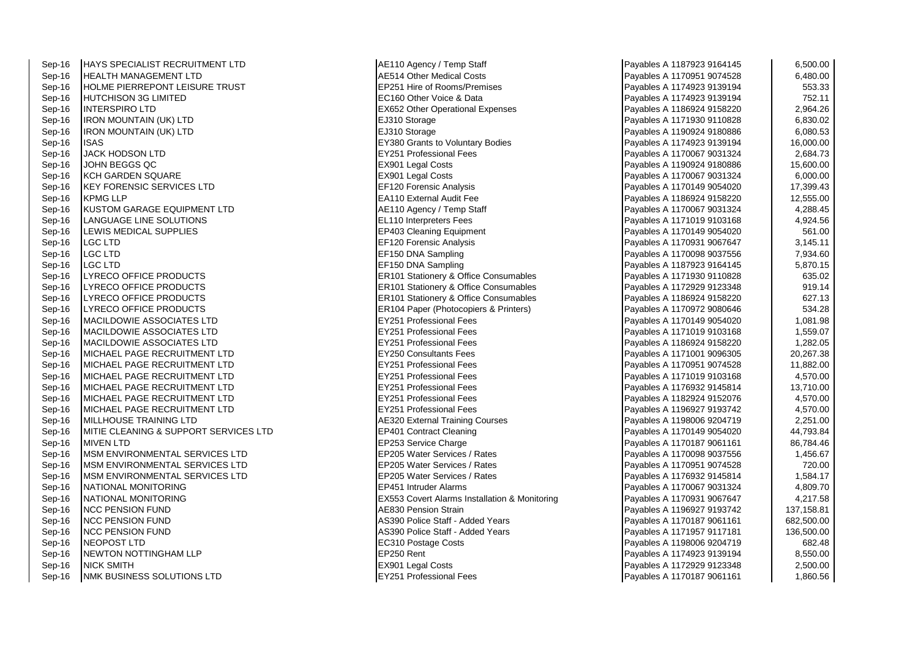| | | | | |
|---|---|---|---|---|
| Sep-16 | HAYS SPECIALIST RECRUITMENT LTD | AE110 Agency / Temp Staff | Payables A 1187923 9164145 | 6,500.00 |
| Sep-16 | HEALTH MANAGEMENT LTD | AE514 Other Medical Costs | Payables A 1170951 9074528 | 6,480.00 |
| Sep-16 | HOLME PIERREPONT LEISURE TRUST | EP251 Hire of Rooms/Premises | Payables A 1174923 9139194 | 553.33 |
| Sep-16 | HUTCHISON 3G LIMITED | EC160 Other Voice & Data | Payables A 1174923 9139194 | 752.11 |
| Sep-16 | INTERSPIRO LTD | EX652 Other Operational Expenses | Payables A 1186924 9158220 | 2,964.26 |
| Sep-16 | IRON MOUNTAIN (UK) LTD | EJ310 Storage | Payables A 1171930 9110828 | 6,830.02 |
| Sep-16 | IRON MOUNTAIN (UK) LTD | EJ310 Storage | Payables A 1190924 9180886 | 6,080.53 |
| Sep-16 | ISAS | EY380 Grants to Voluntary Bodies | Payables A 1174923 9139194 | 16,000.00 |
| Sep-16 | JACK HODSON LTD | EY251 Professional Fees | Payables A 1170067 9031324 | 2,684.73 |
| Sep-16 | JOHN BEGGS QC | EX901 Legal Costs | Payables A 1190924 9180886 | 15,600.00 |
| Sep-16 | KCH GARDEN SQUARE | EX901 Legal Costs | Payables A 1170067 9031324 | 6,000.00 |
| Sep-16 | KEY FORENSIC SERVICES LTD | EF120 Forensic Analysis | Payables A 1170149 9054020 | 17,399.43 |
| Sep-16 | KPMG LLP | EA110 External Audit Fee | Payables A 1186924 9158220 | 12,555.00 |
| Sep-16 | KUSTOM GARAGE EQUIPMENT LTD | AE110 Agency / Temp Staff | Payables A 1170067 9031324 | 4,288.45 |
| Sep-16 | LANGUAGE LINE SOLUTIONS | EL110 Interpreters Fees | Payables A 1171019 9103168 | 4,924.56 |
| Sep-16 | LEWIS MEDICAL SUPPLIES | EP403 Cleaning Equipment | Payables A 1170149 9054020 | 561.00 |
| Sep-16 | LGC LTD | EF120 Forensic Analysis | Payables A 1170931 9067647 | 3,145.11 |
| Sep-16 | LGC LTD | EF150 DNA Sampling | Payables A 1170098 9037556 | 7,934.60 |
| Sep-16 | LGC LTD | EF150 DNA Sampling | Payables A 1187923 9164145 | 5,870.15 |
| Sep-16 | LYRECO OFFICE PRODUCTS | ER101 Stationery & Office Consumables | Payables A 1171930 9110828 | 635.02 |
| Sep-16 | LYRECO OFFICE PRODUCTS | ER101 Stationery & Office Consumables | Payables A 1172929 9123348 | 919.14 |
| Sep-16 | LYRECO OFFICE PRODUCTS | ER101 Stationery & Office Consumables | Payables A 1186924 9158220 | 627.13 |
| Sep-16 | LYRECO OFFICE PRODUCTS | ER104 Paper (Photocopiers & Printers) | Payables A 1170972 9080646 | 534.28 |
| Sep-16 | MACILDOWIE ASSOCIATES LTD | EY251 Professional Fees | Payables A 1170149 9054020 | 1,081.98 |
| Sep-16 | MACILDOWIE ASSOCIATES LTD | EY251 Professional Fees | Payables A 1171019 9103168 | 1,559.07 |
| Sep-16 | MACILDOWIE ASSOCIATES LTD | EY251 Professional Fees | Payables A 1186924 9158220 | 1,282.05 |
| Sep-16 | MICHAEL PAGE RECRUITMENT LTD | EY250 Consultants Fees | Payables A 1171001 9096305 | 20,267.38 |
| Sep-16 | MICHAEL PAGE RECRUITMENT LTD | EY251 Professional Fees | Payables A 1170951 9074528 | 11,882.00 |
| Sep-16 | MICHAEL PAGE RECRUITMENT LTD | EY251 Professional Fees | Payables A 1171019 9103168 | 4,570.00 |
| Sep-16 | MICHAEL PAGE RECRUITMENT LTD | EY251 Professional Fees | Payables A 1176932 9145814 | 13,710.00 |
| Sep-16 | MICHAEL PAGE RECRUITMENT LTD | EY251 Professional Fees | Payables A 1182924 9152076 | 4,570.00 |
| Sep-16 | MICHAEL PAGE RECRUITMENT LTD | EY251 Professional Fees | Payables A 1196927 9193742 | 4,570.00 |
| Sep-16 | MILLHOUSE TRAINING LTD | AE320 External Training Courses | Payables A 1198006 9204719 | 2,251.00 |
| Sep-16 | MITIE CLEANING & SUPPORT SERVICES LTD | EP401 Contract Cleaning | Payables A 1170149 9054020 | 44,793.84 |
| Sep-16 | MIVEN LTD | EP253 Service Charge | Payables A 1170187 9061161 | 86,784.46 |
| Sep-16 | MSM ENVIRONMENTAL SERVICES LTD | EP205 Water Services / Rates | Payables A 1170098 9037556 | 1,456.67 |
| Sep-16 | MSM ENVIRONMENTAL SERVICES LTD | EP205 Water Services / Rates | Payables A 1170951 9074528 | 720.00 |
| Sep-16 | MSM ENVIRONMENTAL SERVICES LTD | EP205 Water Services / Rates | Payables A 1176932 9145814 | 1,584.17 |
| Sep-16 | NATIONAL MONITORING | EP451 Intruder Alarms | Payables A 1170067 9031324 | 4,809.70 |
| Sep-16 | NATIONAL MONITORING | EX553 Covert Alarms Installation & Monitoring | Payables A 1170931 9067647 | 4,217.58 |
| Sep-16 | NCC PENSION FUND | AE830 Pension Strain | Payables A 1196927 9193742 | 137,158.81 |
| Sep-16 | NCC PENSION FUND | AS390 Police Staff - Added Years | Payables A 1170187 9061161 | 682,500.00 |
| Sep-16 | NCC PENSION FUND | AS390 Police Staff - Added Years | Payables A 1171957 9117181 | 136,500.00 |
| Sep-16 | NEOPOST LTD | EC310 Postage Costs | Payables A 1198006 9204719 | 682.48 |
| Sep-16 | NEWTON NOTTINGHAM LLP | EP250 Rent | Payables A 1174923 9139194 | 8,550.00 |
| Sep-16 | NICK SMITH | EX901 Legal Costs | Payables A 1172929 9123348 | 2,500.00 |
| Sep-16 | NMK BUSINESS SOLUTIONS LTD | EY251 Professional Fees | Payables A 1170187 9061161 | 1,860.56 |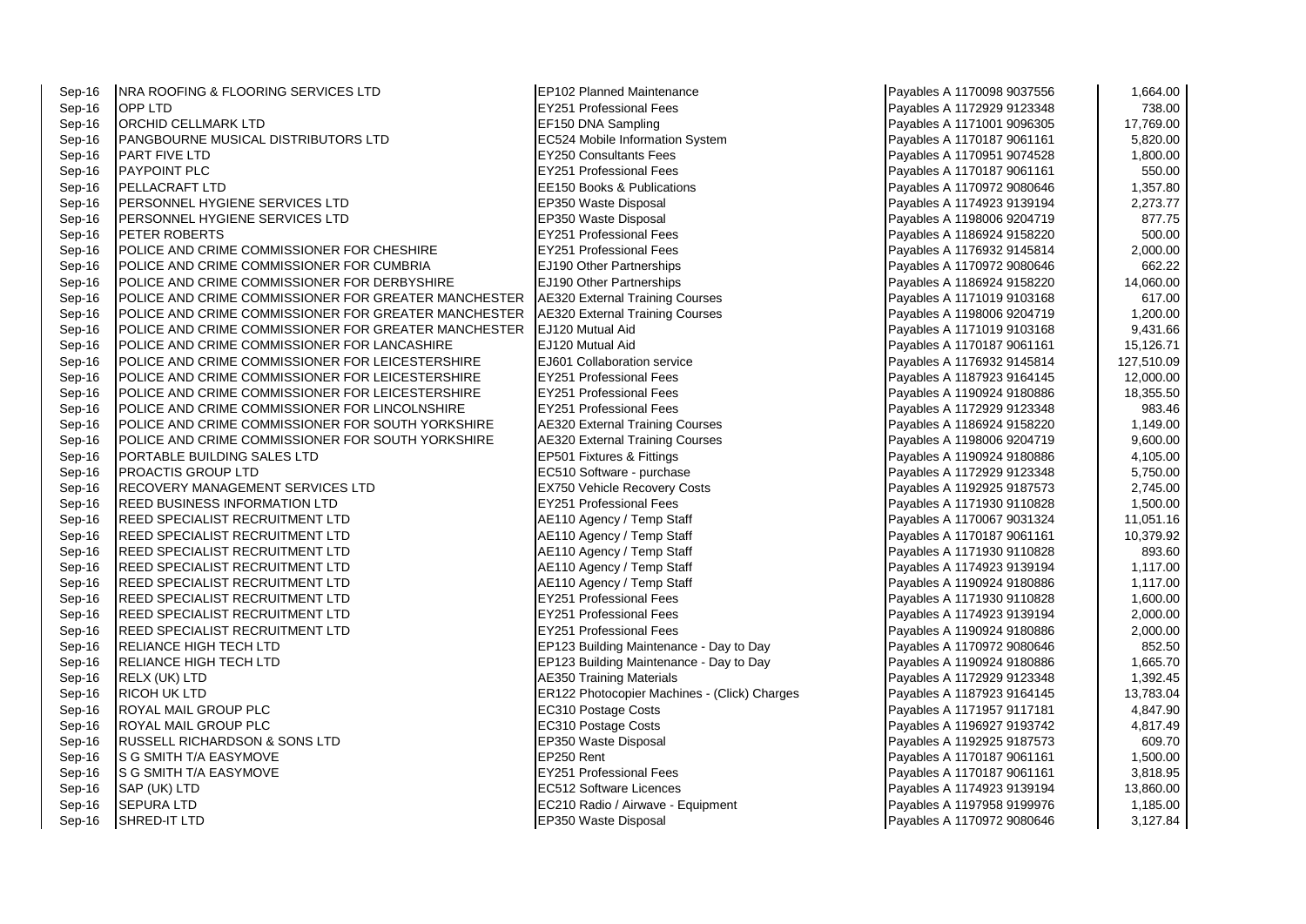| | | | | |
|---|---|---|---|---|
| Sep-16 | NRA ROOFING & FLOORING SERVICES LTD | EP102 Planned Maintenance | Payables A 1170098 9037556 | 1,664.00 |
| Sep-16 | OPP LTD | EY251 Professional Fees | Payables A 1172929 9123348 | 738.00 |
| Sep-16 | ORCHID CELLMARK LTD | EF150 DNA Sampling | Payables A 1171001 9096305 | 17,769.00 |
| Sep-16 | PANGBOURNE MUSICAL DISTRIBUTORS LTD | EC524 Mobile Information System | Payables A 1170187 9061161 | 5,820.00 |
| Sep-16 | PART FIVE LTD | EY250 Consultants Fees | Payables A 1170951 9074528 | 1,800.00 |
| Sep-16 | PAYPOINT PLC | EY251 Professional Fees | Payables A 1170187 9061161 | 550.00 |
| Sep-16 | PELLACRAFT LTD | EE150 Books & Publications | Payables A 1170972 9080646 | 1,357.80 |
| Sep-16 | PERSONNEL HYGIENE SERVICES LTD | EP350 Waste Disposal | Payables A 1174923 9139194 | 2,273.77 |
| Sep-16 | PERSONNEL HYGIENE SERVICES LTD | EP350 Waste Disposal | Payables A 1198006 9204719 | 877.75 |
| Sep-16 | PETER ROBERTS | EY251 Professional Fees | Payables A 1186924 9158220 | 500.00 |
| Sep-16 | POLICE AND CRIME COMMISSIONER FOR CHESHIRE | EY251 Professional Fees | Payables A 1176932 9145814 | 2,000.00 |
| Sep-16 | POLICE AND CRIME COMMISSIONER FOR CUMBRIA | EJ190 Other Partnerships | Payables A 1170972 9080646 | 662.22 |
| Sep-16 | POLICE AND CRIME COMMISSIONER FOR DERBYSHIRE | EJ190 Other Partnerships | Payables A 1186924 9158220 | 14,060.00 |
| Sep-16 | POLICE AND CRIME COMMISSIONER FOR GREATER MANCHESTER | AE320 External Training Courses | Payables A 1171019 9103168 | 617.00 |
| Sep-16 | POLICE AND CRIME COMMISSIONER FOR GREATER MANCHESTER | AE320 External Training Courses | Payables A 1198006 9204719 | 1,200.00 |
| Sep-16 | POLICE AND CRIME COMMISSIONER FOR GREATER MANCHESTER | EJ120 Mutual Aid | Payables A 1171019 9103168 | 9,431.66 |
| Sep-16 | POLICE AND CRIME COMMISSIONER FOR LANCASHIRE | EJ120 Mutual Aid | Payables A 1170187 9061161 | 15,126.71 |
| Sep-16 | POLICE AND CRIME COMMISSIONER FOR LEICESTERSHIRE | EJ601 Collaboration service | Payables A 1176932 9145814 | 127,510.09 |
| Sep-16 | POLICE AND CRIME COMMISSIONER FOR LEICESTERSHIRE | EY251 Professional Fees | Payables A 1187923 9164145 | 12,000.00 |
| Sep-16 | POLICE AND CRIME COMMISSIONER FOR LEICESTERSHIRE | EY251 Professional Fees | Payables A 1190924 9180886 | 18,355.50 |
| Sep-16 | POLICE AND CRIME COMMISSIONER FOR LINCOLNSHIRE | EY251 Professional Fees | Payables A 1172929 9123348 | 983.46 |
| Sep-16 | POLICE AND CRIME COMMISSIONER FOR SOUTH YORKSHIRE | AE320 External Training Courses | Payables A 1186924 9158220 | 1,149.00 |
| Sep-16 | POLICE AND CRIME COMMISSIONER FOR SOUTH YORKSHIRE | AE320 External Training Courses | Payables A 1198006 9204719 | 9,600.00 |
| Sep-16 | PORTABLE BUILDING SALES LTD | EP501 Fixtures & Fittings | Payables A 1190924 9180886 | 4,105.00 |
| Sep-16 | PROACTIS GROUP LTD | EC510 Software - purchase | Payables A 1172929 9123348 | 5,750.00 |
| Sep-16 | RECOVERY MANAGEMENT SERVICES LTD | EX750 Vehicle Recovery Costs | Payables A 1192925 9187573 | 2,745.00 |
| Sep-16 | REED BUSINESS INFORMATION LTD | EY251 Professional Fees | Payables A 1171930 9110828 | 1,500.00 |
| Sep-16 | REED SPECIALIST RECRUITMENT LTD | AE110 Agency / Temp Staff | Payables A 1170067 9031324 | 11,051.16 |
| Sep-16 | REED SPECIALIST RECRUITMENT LTD | AE110 Agency / Temp Staff | Payables A 1170187 9061161 | 10,379.92 |
| Sep-16 | REED SPECIALIST RECRUITMENT LTD | AE110 Agency / Temp Staff | Payables A 1171930 9110828 | 893.60 |
| Sep-16 | REED SPECIALIST RECRUITMENT LTD | AE110 Agency / Temp Staff | Payables A 1174923 9139194 | 1,117.00 |
| Sep-16 | REED SPECIALIST RECRUITMENT LTD | AE110 Agency / Temp Staff | Payables A 1190924 9180886 | 1,117.00 |
| Sep-16 | REED SPECIALIST RECRUITMENT LTD | EY251 Professional Fees | Payables A 1171930 9110828 | 1,600.00 |
| Sep-16 | REED SPECIALIST RECRUITMENT LTD | EY251 Professional Fees | Payables A 1174923 9139194 | 2,000.00 |
| Sep-16 | REED SPECIALIST RECRUITMENT LTD | EY251 Professional Fees | Payables A 1190924 9180886 | 2,000.00 |
| Sep-16 | RELIANCE HIGH TECH LTD | EP123 Building Maintenance - Day to Day | Payables A 1170972 9080646 | 852.50 |
| Sep-16 | RELIANCE HIGH TECH LTD | EP123 Building Maintenance - Day to Day | Payables A 1190924 9180886 | 1,665.70 |
| Sep-16 | RELX (UK) LTD | AE350 Training Materials | Payables A 1172929 9123348 | 1,392.45 |
| Sep-16 | RICOH UK LTD | ER122 Photocopier Machines - (Click) Charges | Payables A 1187923 9164145 | 13,783.04 |
| Sep-16 | ROYAL MAIL GROUP PLC | EC310 Postage Costs | Payables A 1171957 9117181 | 4,847.90 |
| Sep-16 | ROYAL MAIL GROUP PLC | EC310 Postage Costs | Payables A 1196927 9193742 | 4,817.49 |
| Sep-16 | RUSSELL RICHARDSON & SONS LTD | EP350 Waste Disposal | Payables A 1192925 9187573 | 609.70 |
| Sep-16 | S G SMITH T/A EASYMOVE | EP250 Rent | Payables A 1170187 9061161 | 1,500.00 |
| Sep-16 | S G SMITH T/A EASYMOVE | EY251 Professional Fees | Payables A 1170187 9061161 | 3,818.95 |
| Sep-16 | SAP (UK) LTD | EC512 Software Licences | Payables A 1174923 9139194 | 13,860.00 |
| Sep-16 | SEPURA LTD | EC210 Radio / Airwave - Equipment | Payables A 1197958 9199976 | 1,185.00 |
| Sep-16 | SHRED-IT LTD | EP350 Waste Disposal | Payables A 1170972 9080646 | 3,127.84 |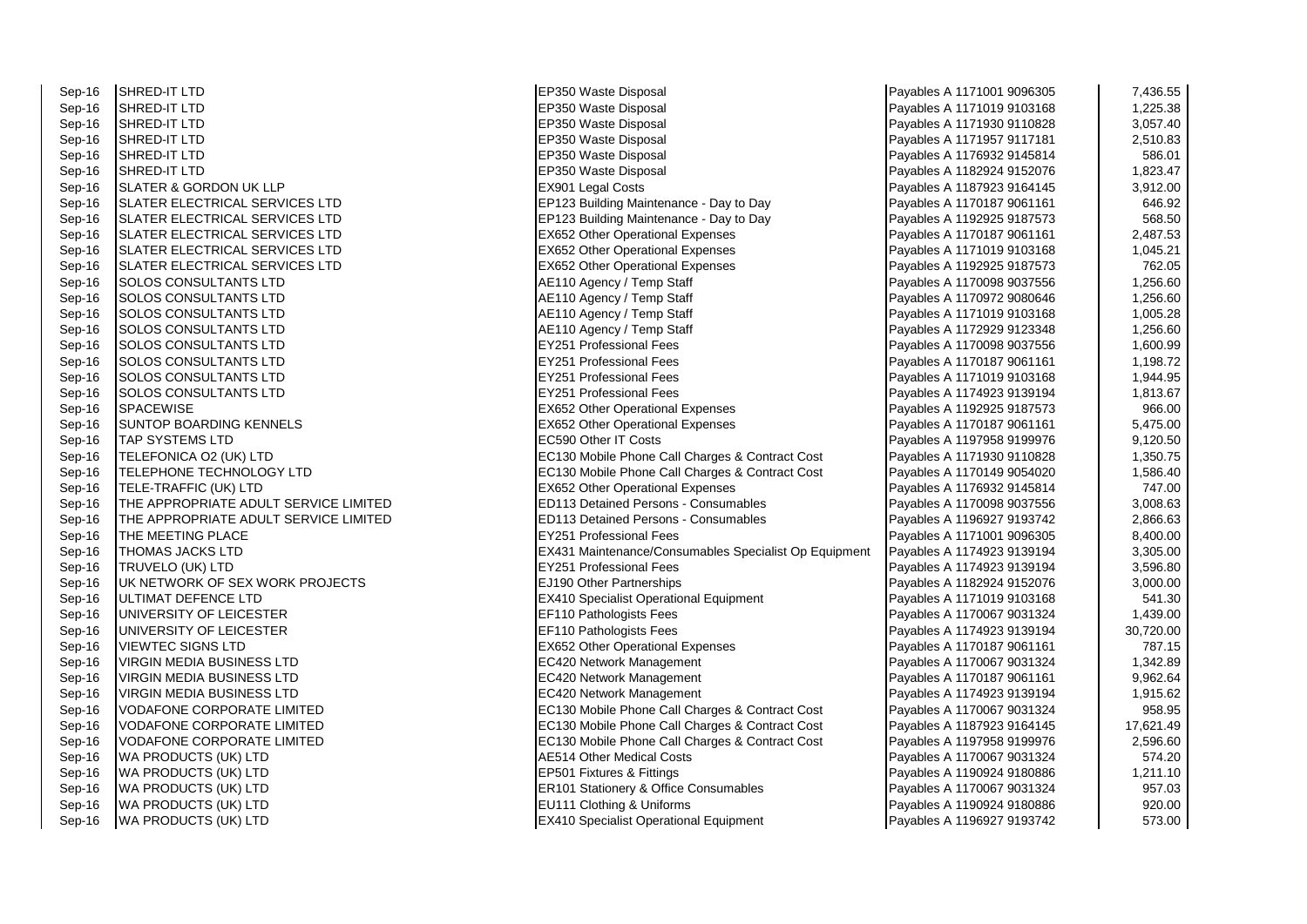| | | | | |
|---|---|---|---|---|
| Sep-16 | SHRED-IT LTD | EP350 Waste Disposal | Payables A 1171001 9096305 | 7,436.55 |
| Sep-16 | SHRED-IT LTD | EP350 Waste Disposal | Payables A 1171019 9103168 | 1,225.38 |
| Sep-16 | SHRED-IT LTD | EP350 Waste Disposal | Payables A 1171930 9110828 | 3,057.40 |
| Sep-16 | SHRED-IT LTD | EP350 Waste Disposal | Payables A 1171957 9117181 | 2,510.83 |
| Sep-16 | SHRED-IT LTD | EP350 Waste Disposal | Payables A 1176932 9145814 | 586.01 |
| Sep-16 | SHRED-IT LTD | EP350 Waste Disposal | Payables A 1182924 9152076 | 1,823.47 |
| Sep-16 | SLATER & GORDON UK LLP | EX901 Legal Costs | Payables A 1187923 9164145 | 3,912.00 |
| Sep-16 | SLATER ELECTRICAL SERVICES LTD | EP123 Building Maintenance - Day to Day | Payables A 1170187 9061161 | 646.92 |
| Sep-16 | SLATER ELECTRICAL SERVICES LTD | EP123 Building Maintenance - Day to Day | Payables A 1192925 9187573 | 568.50 |
| Sep-16 | SLATER ELECTRICAL SERVICES LTD | EX652 Other Operational Expenses | Payables A 1170187 9061161 | 2,487.53 |
| Sep-16 | SLATER ELECTRICAL SERVICES LTD | EX652 Other Operational Expenses | Payables A 1171019 9103168 | 1,045.21 |
| Sep-16 | SLATER ELECTRICAL SERVICES LTD | EX652 Other Operational Expenses | Payables A 1192925 9187573 | 762.05 |
| Sep-16 | SOLOS CONSULTANTS LTD | AE110 Agency / Temp Staff | Payables A 1170098 9037556 | 1,256.60 |
| Sep-16 | SOLOS CONSULTANTS LTD | AE110 Agency / Temp Staff | Payables A 1170972 9080646 | 1,256.60 |
| Sep-16 | SOLOS CONSULTANTS LTD | AE110 Agency / Temp Staff | Payables A 1171019 9103168 | 1,005.28 |
| Sep-16 | SOLOS CONSULTANTS LTD | AE110 Agency / Temp Staff | Payables A 1172929 9123348 | 1,256.60 |
| Sep-16 | SOLOS CONSULTANTS LTD | EY251 Professional Fees | Payables A 1170098 9037556 | 1,600.99 |
| Sep-16 | SOLOS CONSULTANTS LTD | EY251 Professional Fees | Payables A 1170187 9061161 | 1,198.72 |
| Sep-16 | SOLOS CONSULTANTS LTD | EY251 Professional Fees | Payables A 1171019 9103168 | 1,944.95 |
| Sep-16 | SOLOS CONSULTANTS LTD | EY251 Professional Fees | Payables A 1174923 9139194 | 1,813.67 |
| Sep-16 | SPACEWISE | EX652 Other Operational Expenses | Payables A 1192925 9187573 | 966.00 |
| Sep-16 | SUNTOP BOARDING KENNELS | EX652 Other Operational Expenses | Payables A 1170187 9061161 | 5,475.00 |
| Sep-16 | TAP SYSTEMS LTD | EC590 Other IT Costs | Payables A 1197958 9199976 | 9,120.50 |
| Sep-16 | TELEFONICA O2 (UK) LTD | EC130 Mobile Phone Call Charges & Contract Cost | Payables A 1171930 9110828 | 1,350.75 |
| Sep-16 | TELEPHONE TECHNOLOGY LTD | EC130 Mobile Phone Call Charges & Contract Cost | Payables A 1170149 9054020 | 1,586.40 |
| Sep-16 | TELE-TRAFFIC (UK) LTD | EX652 Other Operational Expenses | Payables A 1176932 9145814 | 747.00 |
| Sep-16 | THE APPROPRIATE ADULT SERVICE LIMITED | ED113 Detained Persons - Consumables | Payables A 1170098 9037556 | 3,008.63 |
| Sep-16 | THE APPROPRIATE ADULT SERVICE LIMITED | ED113 Detained Persons - Consumables | Payables A 1196927 9193742 | 2,866.63 |
| Sep-16 | THE MEETING PLACE | EY251 Professional Fees | Payables A 1171001 9096305 | 8,400.00 |
| Sep-16 | THOMAS JACKS LTD | EX431 Maintenance/Consumables Specialist Op Equipment | Payables A 1174923 9139194 | 3,305.00 |
| Sep-16 | TRUVELO (UK) LTD | EY251 Professional Fees | Payables A 1174923 9139194 | 3,596.80 |
| Sep-16 | UK NETWORK OF SEX WORK PROJECTS | EJ190 Other Partnerships | Payables A 1182924 9152076 | 3,000.00 |
| Sep-16 | ULTIMAT DEFENCE LTD | EX410 Specialist Operational Equipment | Payables A 1171019 9103168 | 541.30 |
| Sep-16 | UNIVERSITY OF LEICESTER | EF110 Pathologists Fees | Payables A 1170067 9031324 | 1,439.00 |
| Sep-16 | UNIVERSITY OF LEICESTER | EF110 Pathologists Fees | Payables A 1174923 9139194 | 30,720.00 |
| Sep-16 | VIEWTEC SIGNS LTD | EX652 Other Operational Expenses | Payables A 1170187 9061161 | 787.15 |
| Sep-16 | VIRGIN MEDIA BUSINESS LTD | EC420 Network Management | Payables A 1170067 9031324 | 1,342.89 |
| Sep-16 | VIRGIN MEDIA BUSINESS LTD | EC420 Network Management | Payables A 1170187 9061161 | 9,962.64 |
| Sep-16 | VIRGIN MEDIA BUSINESS LTD | EC420 Network Management | Payables A 1174923 9139194 | 1,915.62 |
| Sep-16 | VODAFONE CORPORATE LIMITED | EC130 Mobile Phone Call Charges & Contract Cost | Payables A 1170067 9031324 | 958.95 |
| Sep-16 | VODAFONE CORPORATE LIMITED | EC130 Mobile Phone Call Charges & Contract Cost | Payables A 1187923 9164145 | 17,621.49 |
| Sep-16 | VODAFONE CORPORATE LIMITED | EC130 Mobile Phone Call Charges & Contract Cost | Payables A 1197958 9199976 | 2,596.60 |
| Sep-16 | WA PRODUCTS (UK) LTD | AE514 Other Medical Costs | Payables A 1170067 9031324 | 574.20 |
| Sep-16 | WA PRODUCTS (UK) LTD | EP501 Fixtures & Fittings | Payables A 1190924 9180886 | 1,211.10 |
| Sep-16 | WA PRODUCTS (UK) LTD | ER101 Stationery & Office Consumables | Payables A 1170067 9031324 | 957.03 |
| Sep-16 | WA PRODUCTS (UK) LTD | EU111 Clothing & Uniforms | Payables A 1190924 9180886 | 920.00 |
| Sep-16 | WA PRODUCTS (UK) LTD | EX410 Specialist Operational Equipment | Payables A 1196927 9193742 | 573.00 |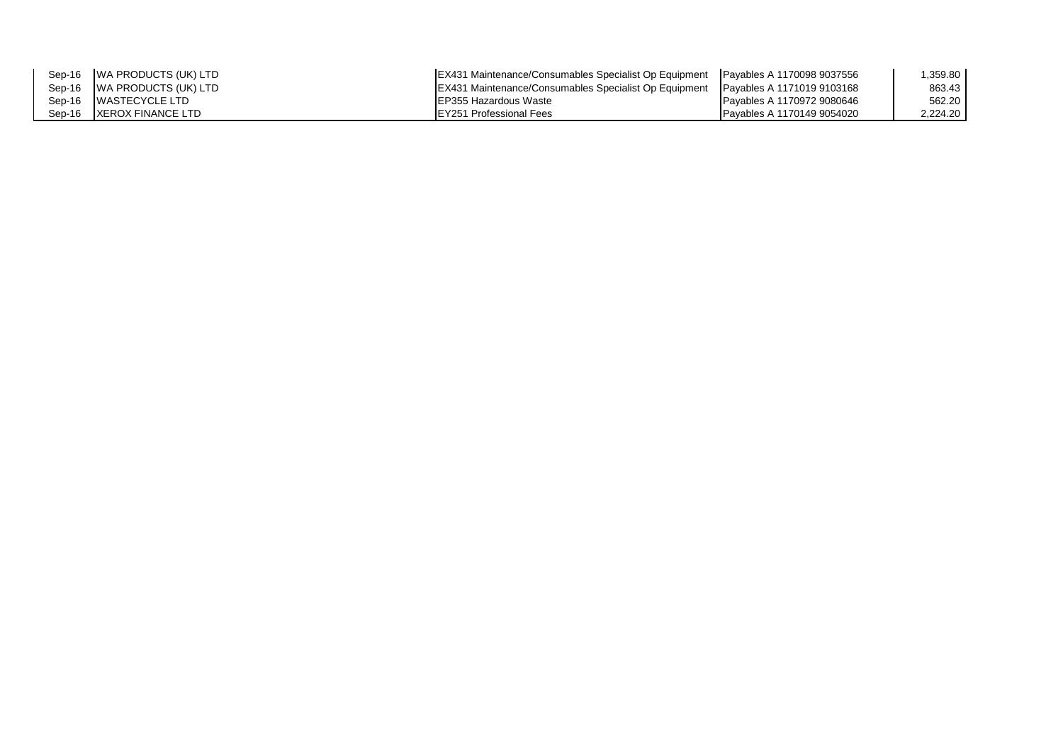| | | | | |
|---|---|---|---|---|
| Sep-16 | WA PRODUCTS (UK) LTD | EX431 Maintenance/Consumables Specialist Op Equipment | Payables A 1170098 9037556 | 1,359.80 |
| Sep-16 | WA PRODUCTS (UK) LTD | EX431 Maintenance/Consumables Specialist Op Equipment | Payables A 1171019 9103168 | 863.43 |
| Sep-16 | WASTECYCLE LTD | EP355 Hazardous Waste | Payables A 1170972 9080646 | 562.20 |
| Sep-16 | XEROX FINANCE LTD | EY251 Professional Fees | Payables A 1170149 9054020 | 2,224.20 |